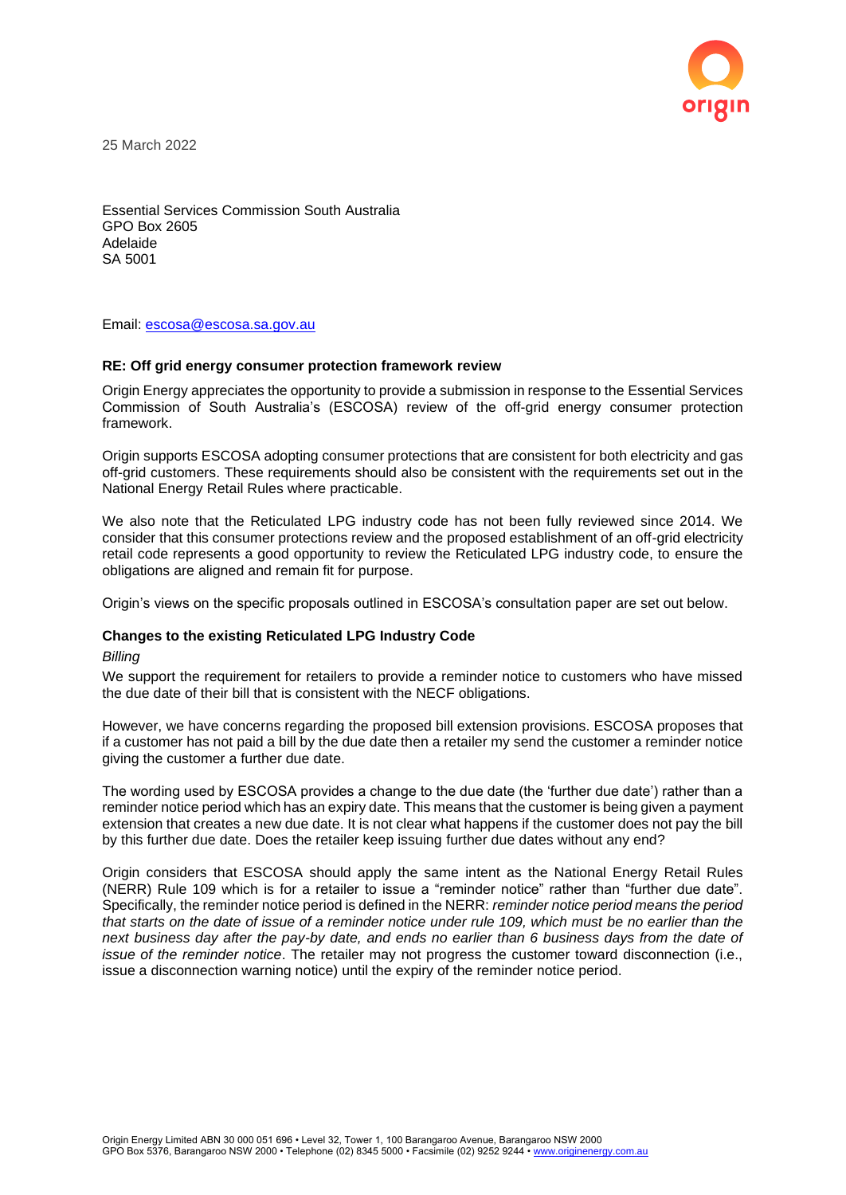25 March 2022

Essential Services Commission South Australia
GPO Box 2605
Adelaide
SA 5001

Email: escosa@escosa.sa.gov.au

**RE: Off grid energy consumer protection framework review**

Origin Energy appreciates the opportunity to provide a submission in response to the Essential Services Commission of South Australia's (ESCOSA) review of the off-grid energy consumer protection framework.

Origin supports ESCOSA adopting consumer protections that are consistent for both electricity and gas off-grid customers. These requirements should also be consistent with the requirements set out in the National Energy Retail Rules where practicable.

We also note that the Reticulated LPG industry code has not been fully reviewed since 2014. We consider that this consumer protections review and the proposed establishment of an off-grid electricity retail code represents a good opportunity to review the Reticulated LPG industry code, to ensure the obligations are aligned and remain fit for purpose.

Origin's views on the specific proposals outlined in ESCOSA's consultation paper are set out below.

**Changes to the existing Reticulated LPG Industry Code**

*Billing*

We support the requirement for retailers to provide a reminder notice to customers who have missed the due date of their bill that is consistent with the NECF obligations.

However, we have concerns regarding the proposed bill extension provisions. ESCOSA proposes that if a customer has not paid a bill by the due date then a retailer my send the customer a reminder notice giving the customer a further due date.

The wording used by ESCOSA provides a change to the due date (the 'further due date') rather than a reminder notice period which has an expiry date. This means that the customer is being given a payment extension that creates a new due date. It is not clear what happens if the customer does not pay the bill by this further due date. Does the retailer keep issuing further due dates without any end?

Origin considers that ESCOSA should apply the same intent as the National Energy Retail Rules (NERR) Rule 109 which is for a retailer to issue a "reminder notice" rather than "further due date". Specifically, the reminder notice period is defined in the NERR: *reminder notice period means the period that starts on the date of issue of a reminder notice under rule 109, which must be no earlier than the next business day after the pay-by date, and ends no earlier than 6 business days from the date of issue of the reminder notice*. The retailer may not progress the customer toward disconnection (i.e., issue a disconnection warning notice) until the expiry of the reminder notice period.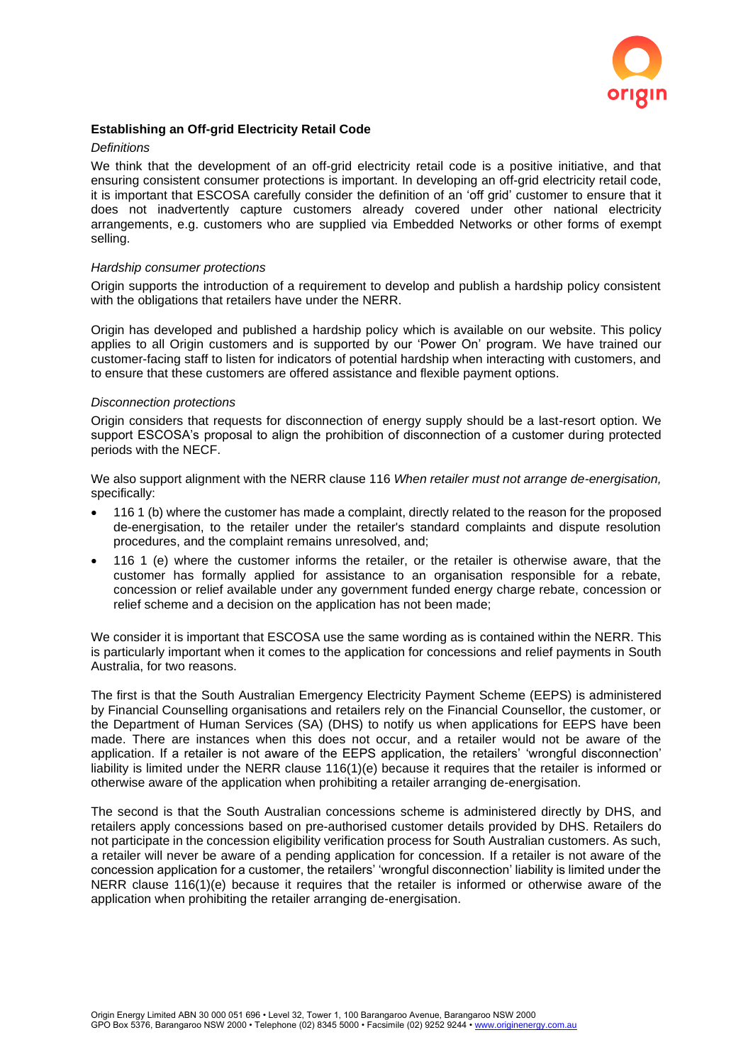**Establishing an Off-grid Electricity Retail Code**

*Definitions*

We think that the development of an off-grid electricity retail code is a positive initiative, and that ensuring consistent consumer protections is important. In developing an off-grid electricity retail code, it is important that ESCOSA carefully consider the definition of an 'off grid' customer to ensure that it does not inadvertently capture customers already covered under other national electricity arrangements, e.g. customers who are supplied via Embedded Networks or other forms of exempt selling.

*Hardship consumer protections*

Origin supports the introduction of a requirement to develop and publish a hardship policy consistent with the obligations that retailers have under the NERR.

Origin has developed and published a hardship policy which is available on our website. This policy applies to all Origin customers and is supported by our 'Power On' program. We have trained our customer-facing staff to listen for indicators of potential hardship when interacting with customers, and to ensure that these customers are offered assistance and flexible payment options.

*Disconnection protections*

Origin considers that requests for disconnection of energy supply should be a last-resort option. We support ESCOSA's proposal to align the prohibition of disconnection of a customer during protected periods with the NECF.

We also support alignment with the NERR clause 116 *When retailer must not arrange de-energisation,* specifically:

- 116 1 (b) where the customer has made a complaint, directly related to the reason for the proposed de-energisation, to the retailer under the retailer's standard complaints and dispute resolution procedures, and the complaint remains unresolved, and;
- 116 1 (e) where the customer informs the retailer, or the retailer is otherwise aware, that the customer has formally applied for assistance to an organisation responsible for a rebate, concession or relief available under any government funded energy charge rebate, concession or relief scheme and a decision on the application has not been made;

We consider it is important that ESCOSA use the same wording as is contained within the NERR. This is particularly important when it comes to the application for concessions and relief payments in South Australia, for two reasons.

The first is that the South Australian Emergency Electricity Payment Scheme (EEPS) is administered by Financial Counselling organisations and retailers rely on the Financial Counsellor, the customer, or the Department of Human Services (SA) (DHS) to notify us when applications for EEPS have been made. There are instances when this does not occur, and a retailer would not be aware of the application. If a retailer is not aware of the EEPS application, the retailers' 'wrongful disconnection' liability is limited under the NERR clause 116(1)(e) because it requires that the retailer is informed or otherwise aware of the application when prohibiting a retailer arranging de-energisation.

The second is that the South Australian concessions scheme is administered directly by DHS, and retailers apply concessions based on pre-authorised customer details provided by DHS. Retailers do not participate in the concession eligibility verification process for South Australian customers. As such, a retailer will never be aware of a pending application for concession. If a retailer is not aware of the concession application for a customer, the retailers' 'wrongful disconnection' liability is limited under the NERR clause 116(1)(e) because it requires that the retailer is informed or otherwise aware of the application when prohibiting the retailer arranging de-energisation.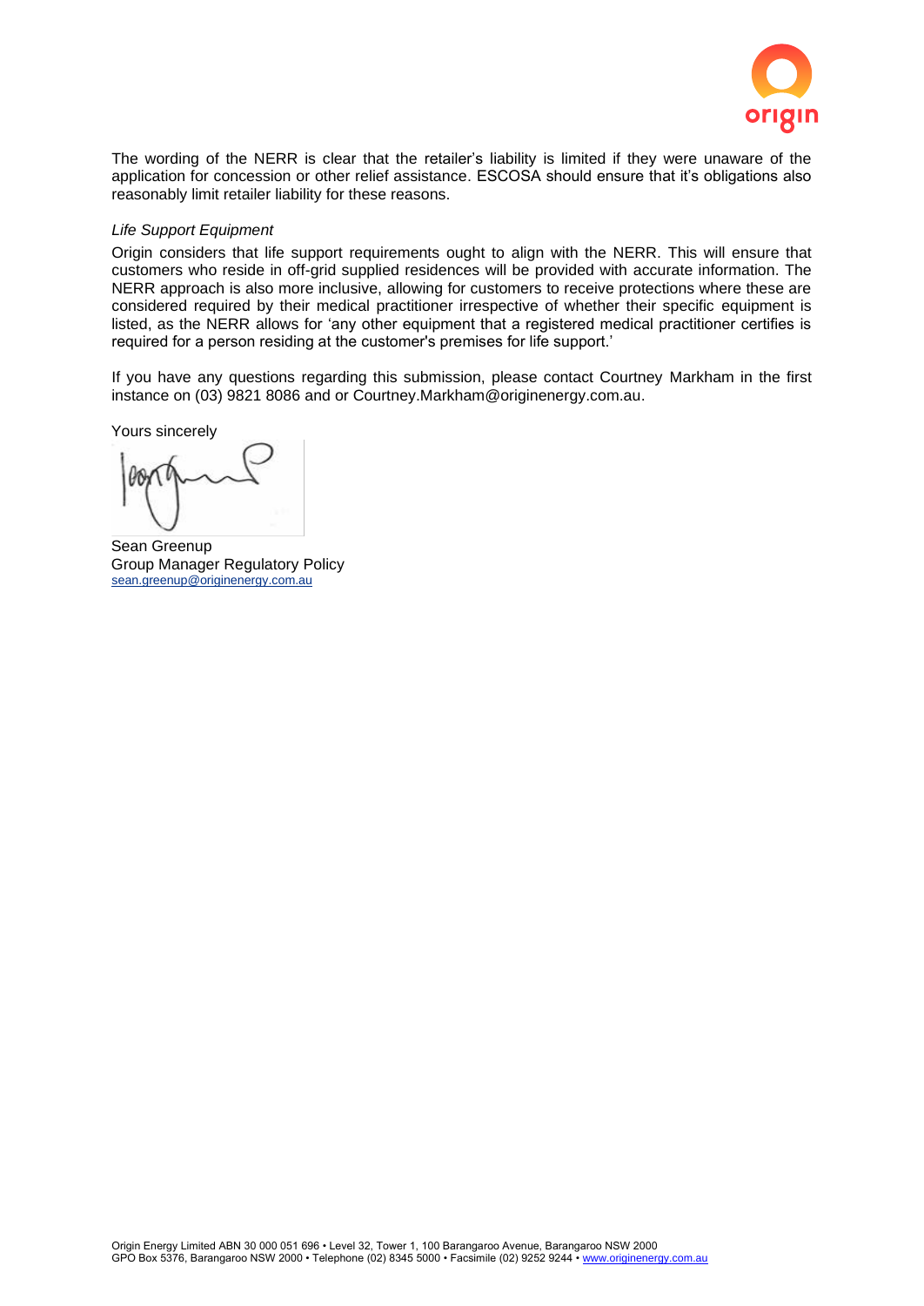The wording of the NERR is clear that the retailer's liability is limited if they were unaware of the application for concession or other relief assistance. ESCOSA should ensure that it's obligations also reasonably limit retailer liability for these reasons.

*Life Support Equipment*

Origin considers that life support requirements ought to align with the NERR. This will ensure that customers who reside in off-grid supplied residences will be provided with accurate information. The NERR approach is also more inclusive, allowing for customers to receive protections where these are considered required by their medical practitioner irrespective of whether their specific equipment is listed, as the NERR allows for 'any other equipment that a registered medical practitioner certifies is required for a person residing at the customer's premises for life support.'

If you have any questions regarding this submission, please contact Courtney Markham in the first instance on (03) 9821 8086 and or Courtney.Markham@originenergy.com.au.

Yours sincerely

Sean Greenup
Group Manager Regulatory Policy
sean.greenup@originenergy.com.au

Origin Energy Limited ABN 30 000 051 696 • Level 32, Tower 1, 100 Barangaroo Avenue, Barangaroo NSW 2000
GPO Box 5376, Barangaroo NSW 2000 • Telephone (02) 8345 5000 • Facsimile (02) 9252 9244 • www.originenergy.com.au